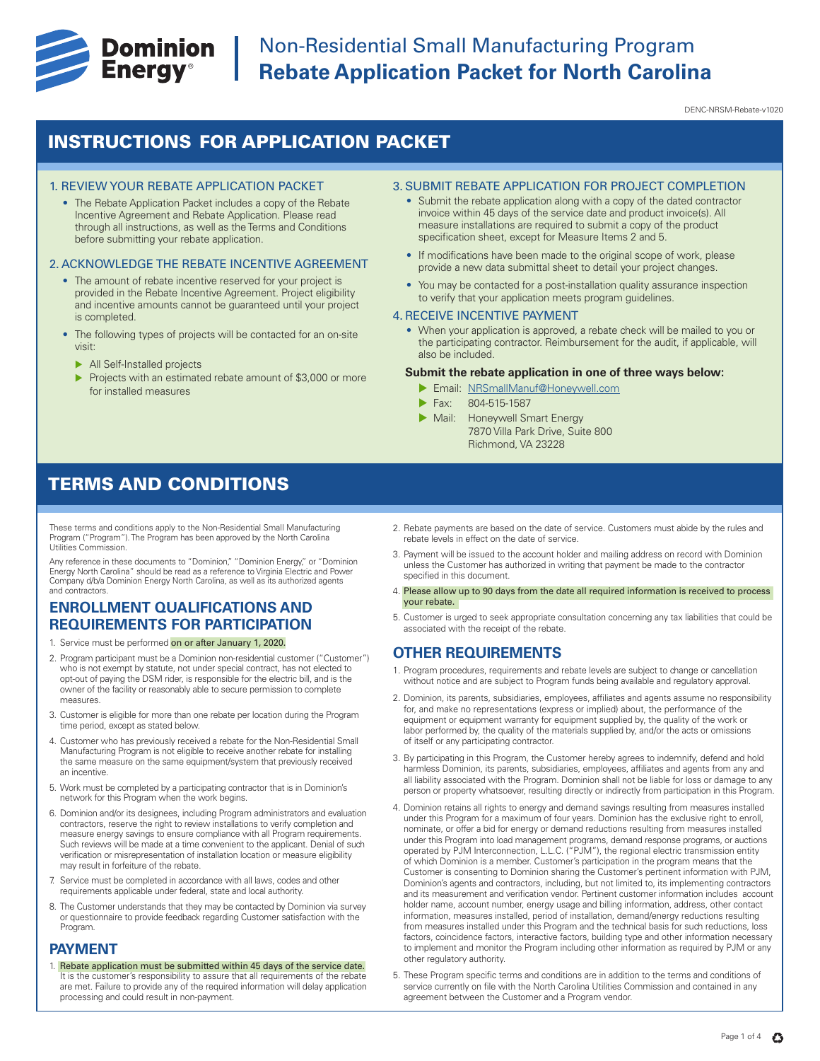# Non-Residential Small Manufacturing Program
# Rebate Application Packet for North Carolina

DENC-NRSM-Rebate-v1020

## INSTRUCTIONS FOR APPLICATION PACKET

### 1. REVIEW YOUR REBATE APPLICATION PACKET

- The Rebate Application Packet includes a copy of the Rebate Incentive Agreement and Rebate Application. Please read through all instructions, as well as the Terms and Conditions before submitting your rebate application.

### 2. ACKNOWLEDGE THE REBATE INCENTIVE AGREEMENT

- The amount of rebate incentive reserved for your project is provided in the Rebate Incentive Agreement. Project eligibility and incentive amounts cannot be guaranteed until your project is completed.
- The following types of projects will be contacted for an on-site visit:
  - All Self-Installed projects
  - Projects with an estimated rebate amount of $3,000 or more for installed measures

### 3. SUBMIT REBATE APPLICATION FOR PROJECT COMPLETION

- Submit the rebate application along with a copy of the dated contractor invoice within 45 days of the service date and product invoice(s). All measure installations are required to submit a copy of the product specification sheet, except for Measure Items 2 and 5.
- If modifications have been made to the original scope of work, please provide a new data submittal sheet to detail your project changes.
- You may be contacted for a post-installation quality assurance inspection to verify that your application meets program guidelines.

### 4. RECEIVE INCENTIVE PAYMENT

- When your application is approved, a rebate check will be mailed to you or the participating contractor. Reimbursement for the audit, if applicable, will also be included.

**Submit the rebate application in one of three ways below:**

- Email: NRSmallManuf@Honeywell.com
- Fax: 804-515-1587
- Mail: Honeywell Smart Energy
  7870 Villa Park Drive, Suite 800
  Richmond, VA 23228

## TERMS AND CONDITIONS

These terms and conditions apply to the Non-Residential Small Manufacturing Program ("Program"). The Program has been approved by the North Carolina Utilities Commission.

Any reference in these documents to "Dominion," "Dominion Energy," or "Dominion Energy North Carolina" should be read as a reference to Virginia Electric and Power Company d/b/a Dominion Energy North Carolina, as well as its authorized agents and contractors.

### ENROLLMENT QUALIFICATIONS AND REQUIREMENTS FOR PARTICIPATION

1. Service must be performed on or after January 1, 2020.
2. Program participant must be a Dominion non-residential customer ("Customer") who is not exempt by statute, not under special contract, has not elected to opt-out of paying the DSM rider, is responsible for the electric bill, and is the owner of the facility or reasonably able to secure permission to complete measures.
3. Customer is eligible for more than one rebate per location during the Program time period, except as stated below.
4. Customer who has previously received a rebate for the Non-Residential Small Manufacturing Program is not eligible to receive another rebate for installing the same measure on the same equipment/system that previously received an incentive.
5. Work must be completed by a participating contractor that is in Dominion's network for this Program when the work begins.
6. Dominion and/or its designees, including Program administrators and evaluation contractors, reserve the right to review installations to verify completion and measure energy savings to ensure compliance with all Program requirements. Such reviews will be made at a time convenient to the applicant. Denial of such verification or misrepresentation of installation location or measure eligibility may result in forfeiture of the rebate.
7. Service must be completed in accordance with all laws, codes and other requirements applicable under federal, state and local authority.
8. The Customer understands that they may be contacted by Dominion via survey or questionnaire to provide feedback regarding Customer satisfaction with the Program.

### PAYMENT

1. Rebate application must be submitted within 45 days of the service date. It is the customer's responsibility to assure that all requirements of the rebate are met. Failure to provide any of the required information will delay application processing and could result in non-payment.
2. Rebate payments are based on the date of service. Customers must abide by the rules and rebate levels in effect on the date of service.
3. Payment will be issued to the account holder and mailing address on record with Dominion unless the Customer has authorized in writing that payment be made to the contractor specified in this document.
4. Please allow up to 90 days from the date all required information is received to process your rebate.
5. Customer is urged to seek appropriate consultation concerning any tax liabilities that could be associated with the receipt of the rebate.

### OTHER REQUIREMENTS

1. Program procedures, requirements and rebate levels are subject to change or cancellation without notice and are subject to Program funds being available and regulatory approval.
2. Dominion, its parents, subsidiaries, employees, affiliates and agents assume no responsibility for, and make no representations (express or implied) about, the performance of the equipment or equipment warranty for equipment supplied by, the quality of the work or labor performed by, the quality of the materials supplied by, and/or the acts or omissions of itself or any participating contractor.
3. By participating in this Program, the Customer hereby agrees to indemnify, defend and hold harmless Dominion, its parents, subsidiaries, employees, affiliates and agents from any and all liability associated with the Program. Dominion shall not be liable for loss or damage to any person or property whatsoever, resulting directly or indirectly from participation in this Program.
4. Dominion retains all rights to energy and demand savings resulting from measures installed under this Program for a maximum of four years. Dominion has the exclusive right to enroll, nominate, or offer a bid for energy or demand reductions resulting from measures installed under this Program into load management programs, demand response programs, or auctions operated by PJM Interconnection, L.L.C. ("PJM"), the regional electric transmission entity of which Dominion is a member. Customer's participation in the program means that the Customer is consenting to Dominion sharing the Customer's pertinent information with PJM, Dominion's agents and contractors, including, but not limited to, its implementing contractors and its measurement and verification vendor. Pertinent customer information includes account holder name, account number, energy usage and billing information, address, other contact information, measures installed, period of installation, demand/energy reductions resulting from measures installed under this Program and the technical basis for such reductions, loss factors, coincidence factors, interactive factors, building type and other information necessary to implement and monitor the Program including other information as required by PJM or any other regulatory authority.
5. These Program specific terms and conditions are in addition to the terms and conditions of service currently on file with the North Carolina Utilities Commission and contained in any agreement between the Customer and a Program vendor.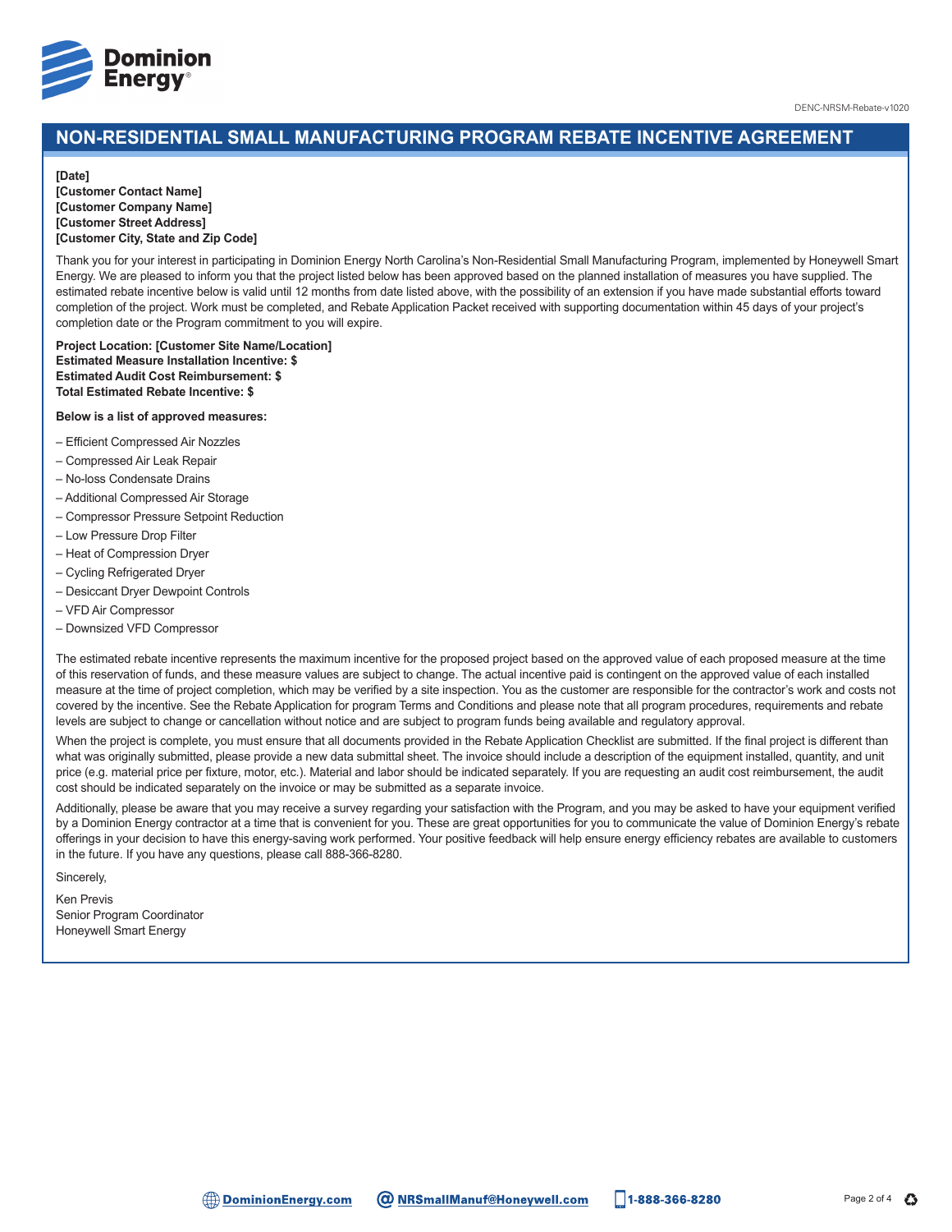DENC-NRSM-Rebate-v1020

# NON-RESIDENTIAL SMALL MANUFACTURING PROGRAM REBATE INCENTIVE AGREEMENT

**[Date]**
**[Customer Contact Name]**
**[Customer Company Name]**
**[Customer Street Address]**
**[Customer City, State and Zip Code]**

Thank you for your interest in participating in Dominion Energy North Carolina's Non-Residential Small Manufacturing Program, implemented by Honeywell Smart Energy. We are pleased to inform you that the project listed below has been approved based on the planned installation of measures you have supplied. The estimated rebate incentive below is valid until 12 months from date listed above, with the possibility of an extension if you have made substantial efforts toward completion of the project. Work must be completed, and Rebate Application Packet received with supporting documentation within 45 days of your project's completion date or the Program commitment to you will expire.

**Project Location: [Customer Site Name/Location]**
**Estimated Measure Installation Incentive: $**
**Estimated Audit Cost Reimbursement: $**
**Total Estimated Rebate Incentive: $**

**Below is a list of approved measures:**

- Efficient Compressed Air Nozzles
- Compressed Air Leak Repair
- No-loss Condensate Drains
- Additional Compressed Air Storage
- Compressor Pressure Setpoint Reduction
- Low Pressure Drop Filter
- Heat of Compression Dryer
- Cycling Refrigerated Dryer
- Desiccant Dryer Dewpoint Controls
- VFD Air Compressor
- Downsized VFD Compressor

The estimated rebate incentive represents the maximum incentive for the proposed project based on the approved value of each proposed measure at the time of this reservation of funds, and these measure values are subject to change. The actual incentive paid is contingent on the approved value of each installed measure at the time of project completion, which may be verified by a site inspection. You as the customer are responsible for the contractor's work and costs not covered by the incentive. See the Rebate Application for program Terms and Conditions and please note that all program procedures, requirements and rebate levels are subject to change or cancellation without notice and are subject to program funds being available and regulatory approval.

When the project is complete, you must ensure that all documents provided in the Rebate Application Checklist are submitted. If the final project is different than what was originally submitted, please provide a new data submittal sheet. The invoice should include a description of the equipment installed, quantity, and unit price (e.g. material price per fixture, motor, etc.). Material and labor should be indicated separately. If you are requesting an audit cost reimbursement, the audit cost should be indicated separately on the invoice or may be submitted as a separate invoice.

Additionally, please be aware that you may receive a survey regarding your satisfaction with the Program, and you may be asked to have your equipment verified by a Dominion Energy contractor at a time that is convenient for you. These are great opportunities for you to communicate the value of Dominion Energy's rebate offerings in your decision to have this energy-saving work performed. Your positive feedback will help ensure energy efficiency rebates are available to customers in the future. If you have any questions, please call 888-366-8280.

Sincerely,

Ken Previs
Senior Program Coordinator
Honeywell Smart Energy

DominionEnergy.com | NRSmallManuf@Honeywell.com | 1-888-366-8280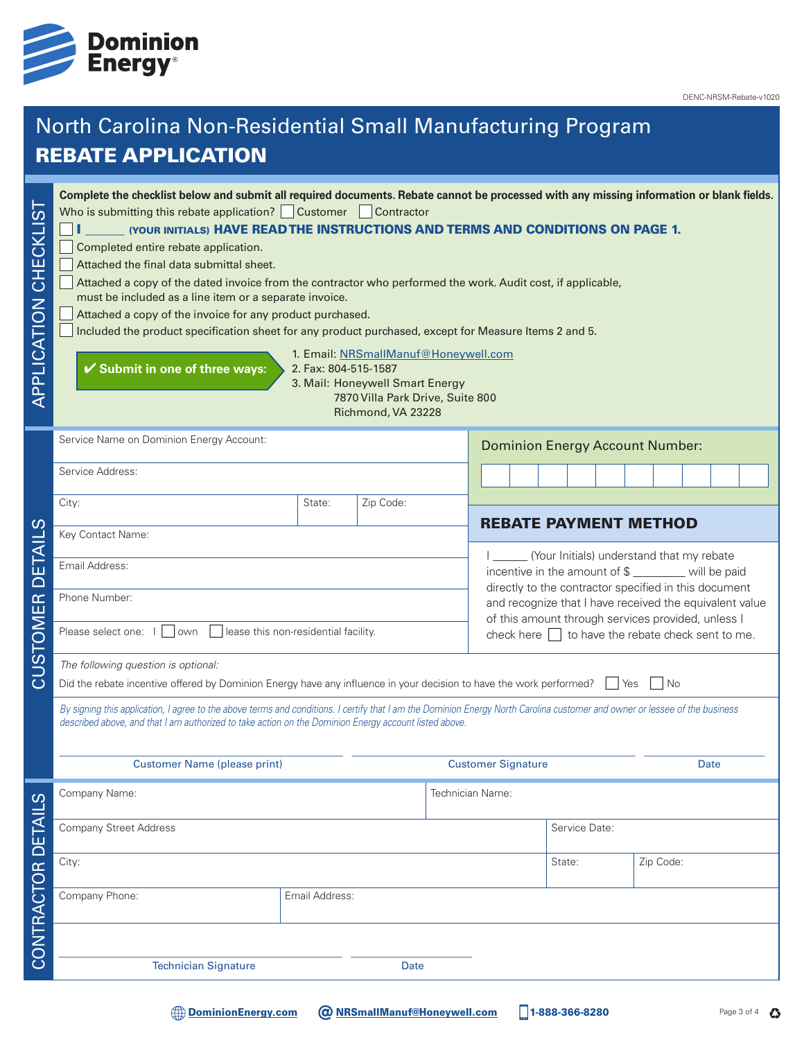Dominion Energy

DENC-NRSM-Rebate-v1020

# North Carolina Non-Residential Small Manufacturing Program
## REBATE APPLICATION

### APPLICATION CHECKLIST

**Complete the checklist below and submit all required documents. Rebate cannot be processed with any missing information or blank fields.**

Who is submitting this rebate application? ☐ Customer ☐ Contractor

- ☐ **I ______ (YOUR INITIALS) HAVE READ THE INSTRUCTIONS AND TERMS AND CONDITIONS ON PAGE 1.**
- ☐ Completed entire rebate application.
- ☐ Attached the final data submittal sheet.
- ☐ Attached a copy of the dated invoice from the contractor who performed the work. Audit cost, if applicable, must be included as a line item or as a separate invoice.
- ☐ Attached a copy of the invoice for any product purchased.
- ☐ Included the product specification sheet for any product purchased, except for Measure Items 2 and 5.

**✔ Submit in one of three ways:**

1. Email: NRSmallManuf@Honeywell.com
2. Fax: 804-515-1587
3. Mail: Honeywell Smart Energy
   7870 Villa Park Drive, Suite 800
   Richmond, VA 23228

### CUSTOMER DETAILS

Service Name on Dominion Energy Account:

Service Address:

| City: | State: | Zip Code: |
|---|---|---|

Key Contact Name:

Email Address:

Phone Number:

Please select one: I ☐ own ☐ lease this non-residential facility.

**Dominion Energy Account Number:**

| | | | | | | | | | |
|---|---|---|---|---|---|---|---|---|---|

**REBATE PAYMENT METHOD**

I ______ (Your Initials) understand that my rebate incentive in the amount of $ ________ will be paid directly to the contractor specified in this document and recognize that I have received the equivalent value of this amount through services provided, unless I check here ☐ to have the rebate check sent to me.

*The following question is optional:*

Did the rebate incentive offered by Dominion Energy have any influence in your decision to have the work performed? ☐ Yes ☐ No

*By signing this application, I agree to the above terms and conditions. I certify that I am the Dominion Energy North Carolina customer and owner or lessee of the business described above, and that I am authorized to take action on the Dominion Energy account listed above.*

| _______________________ | _______________________ | __________ |
|---|---|---|
| Customer Name (please print) | Customer Signature | Date |

### CONTRACTOR DETAILS

| Company Name: | Technician Name: |
|---|---|

| Company Street Address | Service Date: |
|---|---|

| City: | State: | Zip Code: |
|---|---|---|

| Company Phone: | Email Address: |
|---|---|

| _______________________ | __________ |
|---|---|
| Technician Signature | Date |

DominionEnergy.com | NRSmallManuf@Honeywell.com | 1-888-366-8280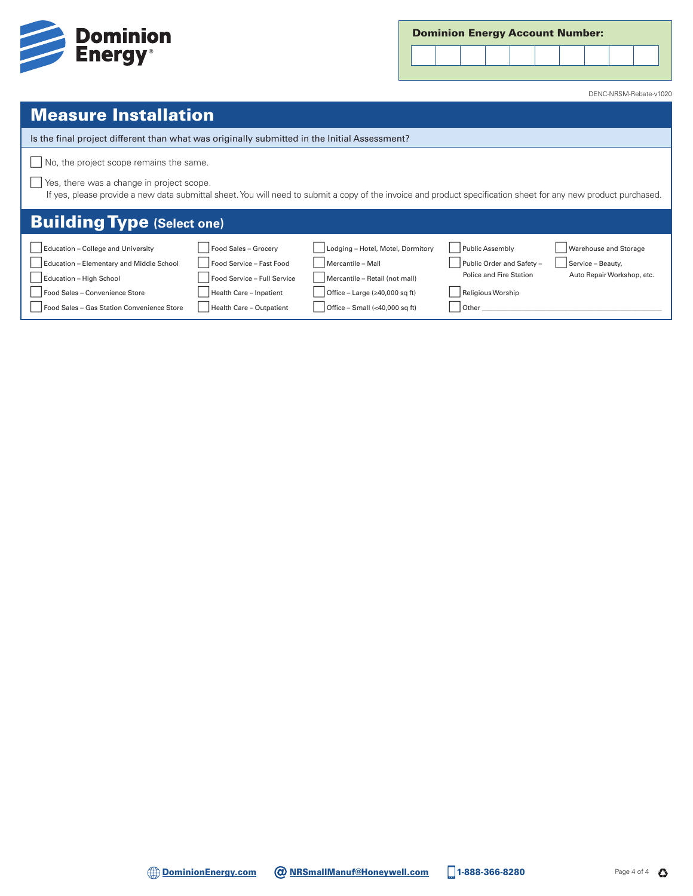Dominion Energy

**Dominion Energy Account Number:**

| | | | | | | | | | |
|---|---|---|---|---|---|---|---|---|---|
| | | | | | | | | | |

DENC-NRSM-Rebate-v1020

## Measure Installation

Is the final project different than what was originally submitted in the Initial Assessment?

☐ No, the project scope remains the same.

☐ Yes, there was a change in project scope.
If yes, please provide a new data submittal sheet. You will need to submit a copy of the invoice and product specification sheet for any new product purchased.

## Building Type (Select one)

☐ Education – College and University
☐ Education – Elementary and Middle School
☐ Education – High School
☐ Food Sales – Convenience Store
☐ Food Sales – Gas Station Convenience Store
☐ Food Sales – Grocery
☐ Food Service – Fast Food
☐ Food Service – Full Service
☐ Health Care – Inpatient
☐ Health Care – Outpatient
☐ Lodging – Hotel, Motel, Dormitory
☐ Mercantile – Mall
☐ Mercantile – Retail (not mall)
☐ Office – Large (≥40,000 sq ft)
☐ Office – Small (<40,000 sq ft)
☐ Public Assembly
☐ Public Order and Safety – Police and Fire Station
☐ Religious Worship
☐ Other ______________________________
☐ Warehouse and Storage
☐ Service – Beauty, Auto Repair Workshop, etc.

DominionEnergy.com NRSmallManuf@Honeywell.com 1-888-366-8280